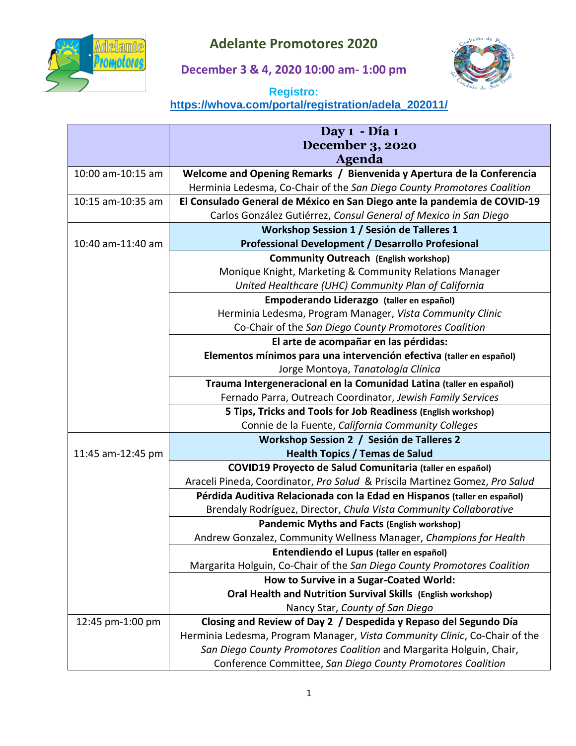# Adelante Promotores 2020

## December 3 & 4, 2020 10:00 am- 1:00 pm

**Registro:**
**https://whova.com/portal/registration/adela_202011/**

| | **Day 1 - Día 1**<br>**December 3, 2020**<br>**Agenda** |
|---|---|
| 10:00 am-10:15 am | **Welcome and Opening Remarks / Bienvenida y Apertura de la Conferencia**<br>Herminia Ledesma, Co-Chair of the *San Diego County Promotores Coalition* |
| 10:15 am-10:35 am | **El Consulado General de México en San Diego ante la pandemia de COVID-19**<br>Carlos González Gutiérrez, *Consul General of Mexico in San Diego* |
| 10:40 am-11:40 am | **Workshop Session 1 / Sesión de Talleres 1**<br>**Professional Development / Desarrollo Profesional** |
| | **Community Outreach (English workshop)**<br>Monique Knight, Marketing & Community Relations Manager<br>*United Healthcare (UHC) Community Plan of California* |
| | **Empoderando Liderazgo (taller en español)**<br>Herminia Ledesma, Program Manager, *Vista Community Clinic*<br>Co-Chair of the *San Diego County Promotores Coalition* |
| | **El arte de acompañar en las pérdidas:**<br>**Elementos mínimos para una intervención efectiva (taller en español)**<br>Jorge Montoya, *Tanatología Clínica* |
| | **Trauma Intergeneracional en la Comunidad Latina (taller en español)**<br>Fernado Parra, Outreach Coordinator, *Jewish Family Services* |
| | **5 Tips, Tricks and Tools for Job Readiness (English workshop)**<br>Connie de la Fuente, *California Community Colleges* |
| 11:45 am-12:45 pm | **Workshop Session 2 / Sesión de Talleres 2**<br>**Health Topics / Temas de Salud** |
| | **COVID19 Proyecto de Salud Comunitaria (taller en español)**<br>Araceli Pineda, Coordinator, *Pro Salud* & Priscila Martinez Gomez, *Pro Salud* |
| | **Pérdida Auditiva Relacionada con la Edad en Hispanos (taller en español)**<br>Brendaly Rodríguez, Director, *Chula Vista Community Collaborative* |
| | **Pandemic Myths and Facts (English workshop)**<br>Andrew Gonzalez, Community Wellness Manager, *Champions for Health* |
| | **Entendiendo el Lupus (taller en español)**<br>Margarita Holguin, Co-Chair of the *San Diego County Promotores Coalition* |
| | **How to Survive in a Sugar-Coated World:**<br>**Oral Health and Nutrition Survival Skills (English workshop)**<br>Nancy Star, *County of San Diego* |
| 12:45 pm-1:00 pm | **Closing and Review of Day 2 / Despedida y Repaso del Segundo Día**<br>Herminia Ledesma, Program Manager, *Vista Community Clinic*, Co-Chair of the *San Diego County Promotores Coalition* and Margarita Holguin, Chair, Conference Committee, *San Diego County Promotores Coalition* |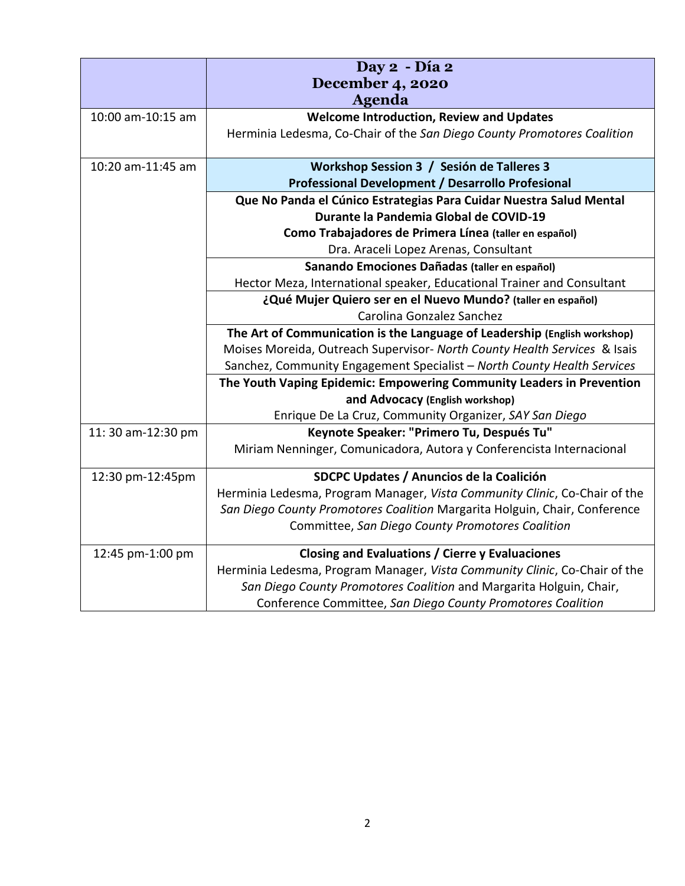| | Day 2 - Día 2<br>December 4, 2020<br>Agenda |
|---|---|
| 10:00 am-10:15 am | **Welcome Introduction, Review and Updates**<br>Herminia Ledesma, Co-Chair of the *San Diego County Promotores Coalition* |
| 10:20 am-11:45 am | **Workshop Session 3 / Sesión de Talleres 3**<br>**Professional Development / Desarrollo Profesional** |
| | **Que No Panda el Cúnico Estrategias Para Cuidar Nuestra Salud Mental Durante la Pandemia Global de COVID-19 Como Trabajadores de Primera Línea (taller en español)**<br>Dra. Araceli Lopez Arenas, Consultant |
| | **Sanando Emociones Dañadas (taller en español)**<br>Hector Meza, International speaker, Educational Trainer and Consultant |
| | **¿Qué Mujer Quiero ser en el Nuevo Mundo? (taller en español)**<br>Carolina Gonzalez Sanchez |
| | **The Art of Communication is the Language of Leadership (English workshop)**<br>Moises Moreida, Outreach Supervisor- *North County Health Services* & Isais Sanchez, Community Engagement Specialist – *North County Health Services* |
| | **The Youth Vaping Epidemic: Empowering Community Leaders in Prevention and Advocacy (English workshop)**<br>Enrique De La Cruz, Community Organizer, *SAY San Diego* |
| 11: 30 am-12:30 pm | **Keynote Speaker: "Primero Tu, Después Tu"**<br>Miriam Nenninger, Comunicadora, Autora y Conferencista Internacional |
| 12:30 pm-12:45pm | **SDCPC Updates / Anuncios de la Coalición**<br>Herminia Ledesma, Program Manager, *Vista Community Clinic*, Co-Chair of the *San Diego County Promotores Coalition* Margarita Holguin, Chair, Conference Committee, *San Diego County Promotores Coalition* |
| 12:45 pm-1:00 pm | **Closing and Evaluations / Cierre y Evaluaciones**<br>Herminia Ledesma, Program Manager, *Vista Community Clinic*, Co-Chair of the *San Diego County Promotores Coalition* and Margarita Holguin, Chair, Conference Committee, *San Diego County Promotores Coalition* |